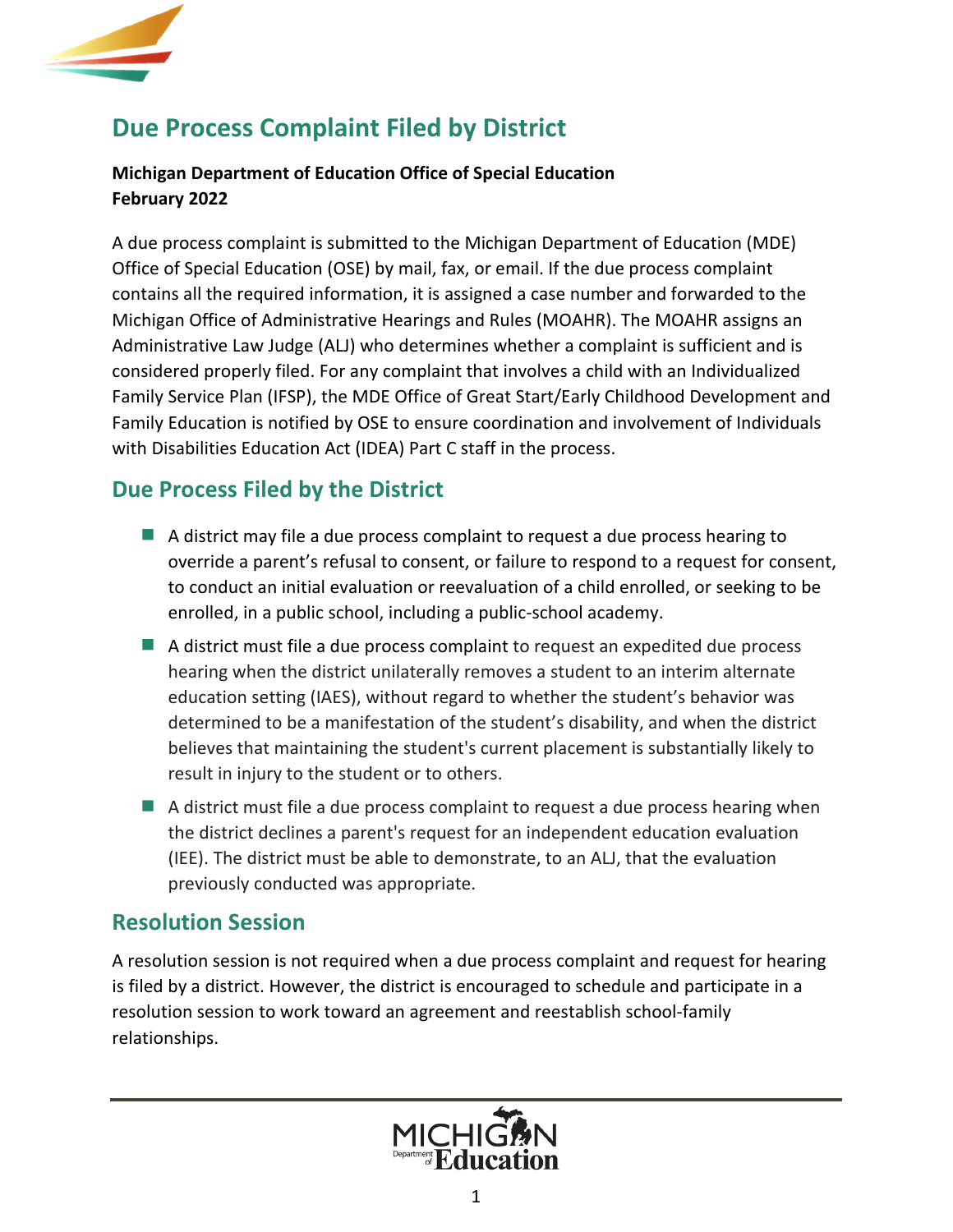# Due Process Complaint Filed by District

**Michigan Department of Education Office of Special Education**
**February 2022**

A due process complaint is submitted to the Michigan Department of Education (MDE) Office of Special Education (OSE) by mail, fax, or email. If the due process complaint contains all the required information, it is assigned a case number and forwarded to the Michigan Office of Administrative Hearings and Rules (MOAHR). The MOAHR assigns an Administrative Law Judge (ALJ) who determines whether a complaint is sufficient and is considered properly filed. For any complaint that involves a child with an Individualized Family Service Plan (IFSP), the MDE Office of Great Start/Early Childhood Development and Family Education is notified by OSE to ensure coordination and involvement of Individuals with Disabilities Education Act (IDEA) Part C staff in the process.

## Due Process Filed by the District

- A district may file a due process complaint to request a due process hearing to override a parent's refusal to consent, or failure to respond to a request for consent, to conduct an initial evaluation or reevaluation of a child enrolled, or seeking to be enrolled, in a public school, including a public-school academy.
- A district must file a due process complaint to request an expedited due process hearing when the district unilaterally removes a student to an interim alternate education setting (IAES), without regard to whether the student's behavior was determined to be a manifestation of the student's disability, and when the district believes that maintaining the student's current placement is substantially likely to result in injury to the student or to others.
- A district must file a due process complaint to request a due process hearing when the district declines a parent's request for an independent education evaluation (IEE). The district must be able to demonstrate, to an ALJ, that the evaluation previously conducted was appropriate.

## Resolution Session

A resolution session is not required when a due process complaint and request for hearing is filed by a district. However, the district is encouraged to schedule and participate in a resolution session to work toward an agreement and reestablish school-family relationships.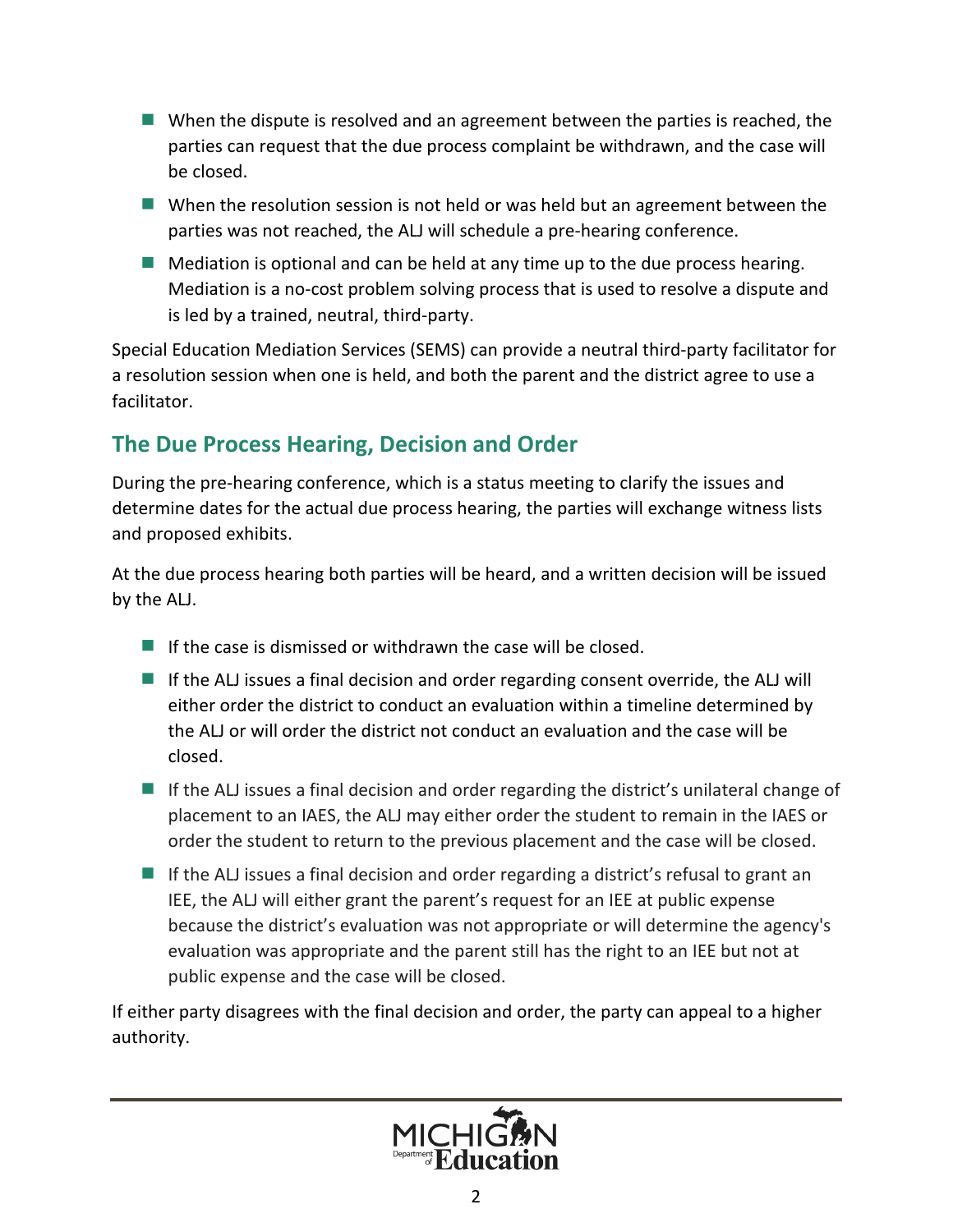- When the dispute is resolved and an agreement between the parties is reached, the parties can request that the due process complaint be withdrawn, and the case will be closed.
- When the resolution session is not held or was held but an agreement between the parties was not reached, the ALJ will schedule a pre-hearing conference.
- Mediation is optional and can be held at any time up to the due process hearing. Mediation is a no-cost problem solving process that is used to resolve a dispute and is led by a trained, neutral, third-party.

Special Education Mediation Services (SEMS) can provide a neutral third-party facilitator for a resolution session when one is held, and both the parent and the district agree to use a facilitator.

## The Due Process Hearing, Decision and Order

During the pre-hearing conference, which is a status meeting to clarify the issues and determine dates for the actual due process hearing, the parties will exchange witness lists and proposed exhibits.

At the due process hearing both parties will be heard, and a written decision will be issued by the ALJ.

- If the case is dismissed or withdrawn the case will be closed.
- If the ALJ issues a final decision and order regarding consent override, the ALJ will either order the district to conduct an evaluation within a timeline determined by the ALJ or will order the district not conduct an evaluation and the case will be closed.
- If the ALJ issues a final decision and order regarding the district's unilateral change of placement to an IAES, the ALJ may either order the student to remain in the IAES or order the student to return to the previous placement and the case will be closed.
- If the ALJ issues a final decision and order regarding a district's refusal to grant an IEE, the ALJ will either grant the parent's request for an IEE at public expense because the district's evaluation was not appropriate or will determine the agency's evaluation was appropriate and the parent still has the right to an IEE but not at public expense and the case will be closed.

If either party disagrees with the final decision and order, the party can appeal to a higher authority.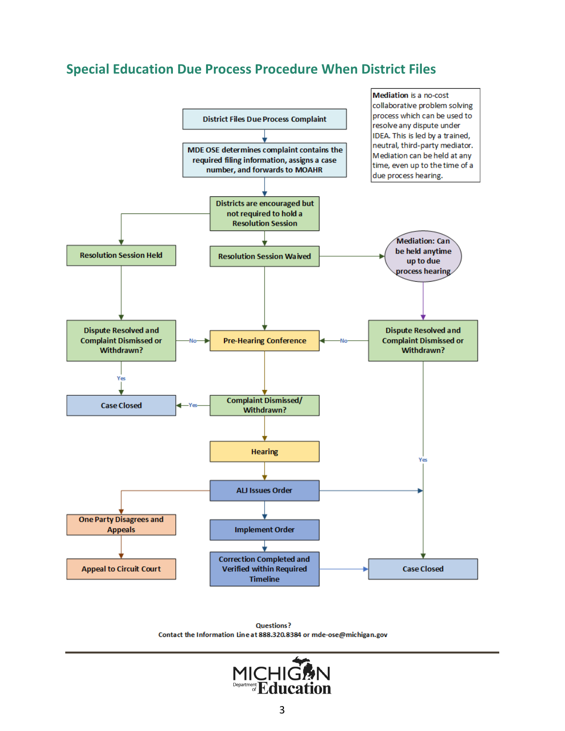# Special Education Due Process Procedure When District Files

**Mediation** is a no-cost collaborative problem solving process which can be used to resolve any dispute under IDEA. This is led by a trained, neutral, third-party mediator. Mediation can be held at any time, even up to the time of a due process hearing.

- District Files Due Process Complaint
- MDE OSE determines complaint contains the required filing information, assigns a case number, and forwards to MOAHR
- Districts are encouraged but not required to hold a Resolution Session
  - Resolution Session Held
    - Dispute Resolved and Complaint Dismissed or Withdrawn?
      - Yes → Case Closed
      - No → Pre-Hearing Conference
  - Resolution Session Waived → Pre-Hearing Conference
    - Mediation: Can be held anytime up to due process hearing
      - Dispute Resolved and Complaint Dismissed or Withdrawn?
        - Yes → Case Closed
        - No → Pre-Hearing Conference
- Pre-Hearing Conference
- Complaint Dismissed/ Withdrawn?
  - Yes → Case Closed
- Hearing
- ALJ Issues Order
  - → Case Closed
  - One Party Disagrees and Appeals → Appeal to Circuit Court
  - Implement Order → Correction Completed and Verified within Required Timeline → Case Closed

Questions?
Contact the Information Line at 888.320.8384 or mde-ose@michigan.gov

MICHIGAN Department of Education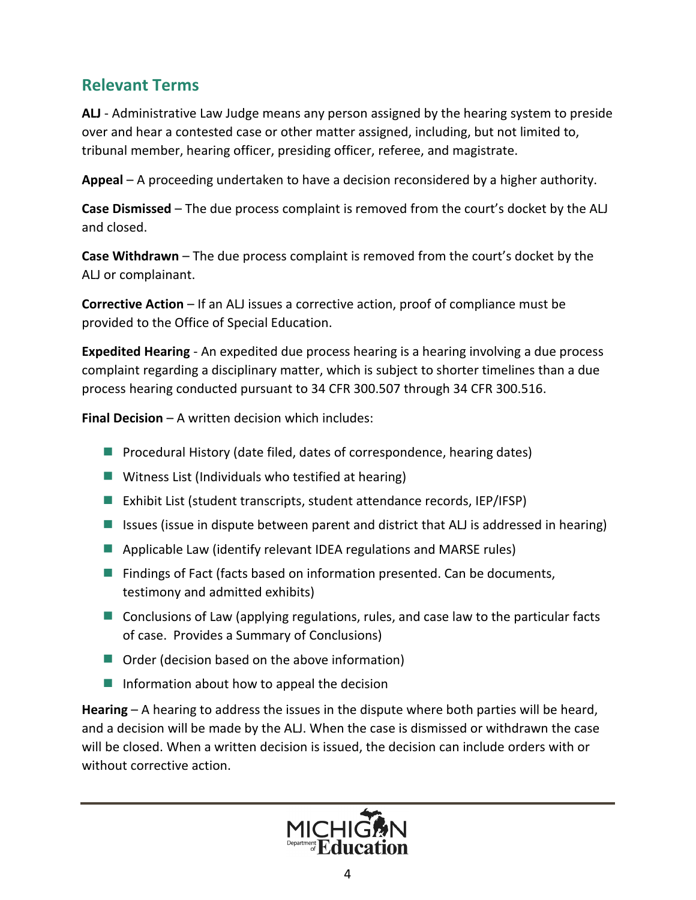## Relevant Terms

**ALJ** - Administrative Law Judge means any person assigned by the hearing system to preside over and hear a contested case or other matter assigned, including, but not limited to, tribunal member, hearing officer, presiding officer, referee, and magistrate.

**Appeal** – A proceeding undertaken to have a decision reconsidered by a higher authority.

**Case Dismissed** – The due process complaint is removed from the court's docket by the ALJ and closed.

**Case Withdrawn** – The due process complaint is removed from the court's docket by the ALJ or complainant.

**Corrective Action** – If an ALJ issues a corrective action, proof of compliance must be provided to the Office of Special Education.

**Expedited Hearing** - An expedited due process hearing is a hearing involving a due process complaint regarding a disciplinary matter, which is subject to shorter timelines than a due process hearing conducted pursuant to 34 CFR 300.507 through 34 CFR 300.516.

**Final Decision** – A written decision which includes:

- Procedural History (date filed, dates of correspondence, hearing dates)
- Witness List (Individuals who testified at hearing)
- Exhibit List (student transcripts, student attendance records, IEP/IFSP)
- Issues (issue in dispute between parent and district that ALJ is addressed in hearing)
- Applicable Law (identify relevant IDEA regulations and MARSE rules)
- Findings of Fact (facts based on information presented. Can be documents, testimony and admitted exhibits)
- Conclusions of Law (applying regulations, rules, and case law to the particular facts of case. Provides a Summary of Conclusions)
- Order (decision based on the above information)
- Information about how to appeal the decision

**Hearing** – A hearing to address the issues in the dispute where both parties will be heard, and a decision will be made by the ALJ. When the case is dismissed or withdrawn the case will be closed. When a written decision is issued, the decision can include orders with or without corrective action.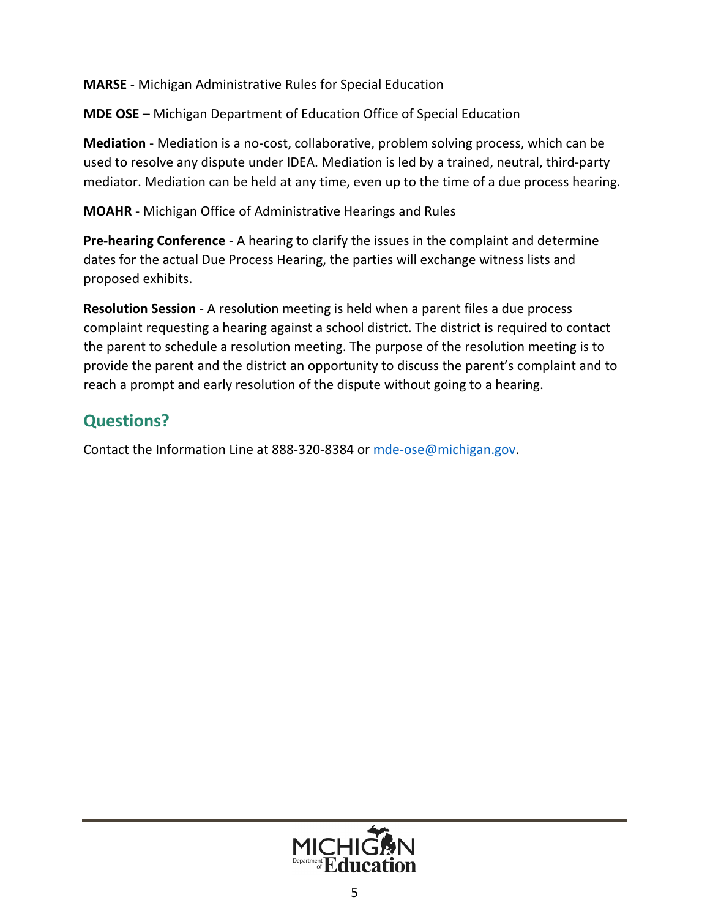**MARSE** - Michigan Administrative Rules for Special Education

**MDE OSE** – Michigan Department of Education Office of Special Education

**Mediation** - Mediation is a no-cost, collaborative, problem solving process, which can be used to resolve any dispute under IDEA. Mediation is led by a trained, neutral, third-party mediator. Mediation can be held at any time, even up to the time of a due process hearing.

**MOAHR** - Michigan Office of Administrative Hearings and Rules

**Pre-hearing Conference** - A hearing to clarify the issues in the complaint and determine dates for the actual Due Process Hearing, the parties will exchange witness lists and proposed exhibits.

**Resolution Session** - A resolution meeting is held when a parent files a due process complaint requesting a hearing against a school district. The district is required to contact the parent to schedule a resolution meeting. The purpose of the resolution meeting is to provide the parent and the district an opportunity to discuss the parent's complaint and to reach a prompt and early resolution of the dispute without going to a hearing.

## Questions?

Contact the Information Line at 888-320-8384 or [mde-ose@michigan.gov](mailto:mde-ose@michigan.gov).